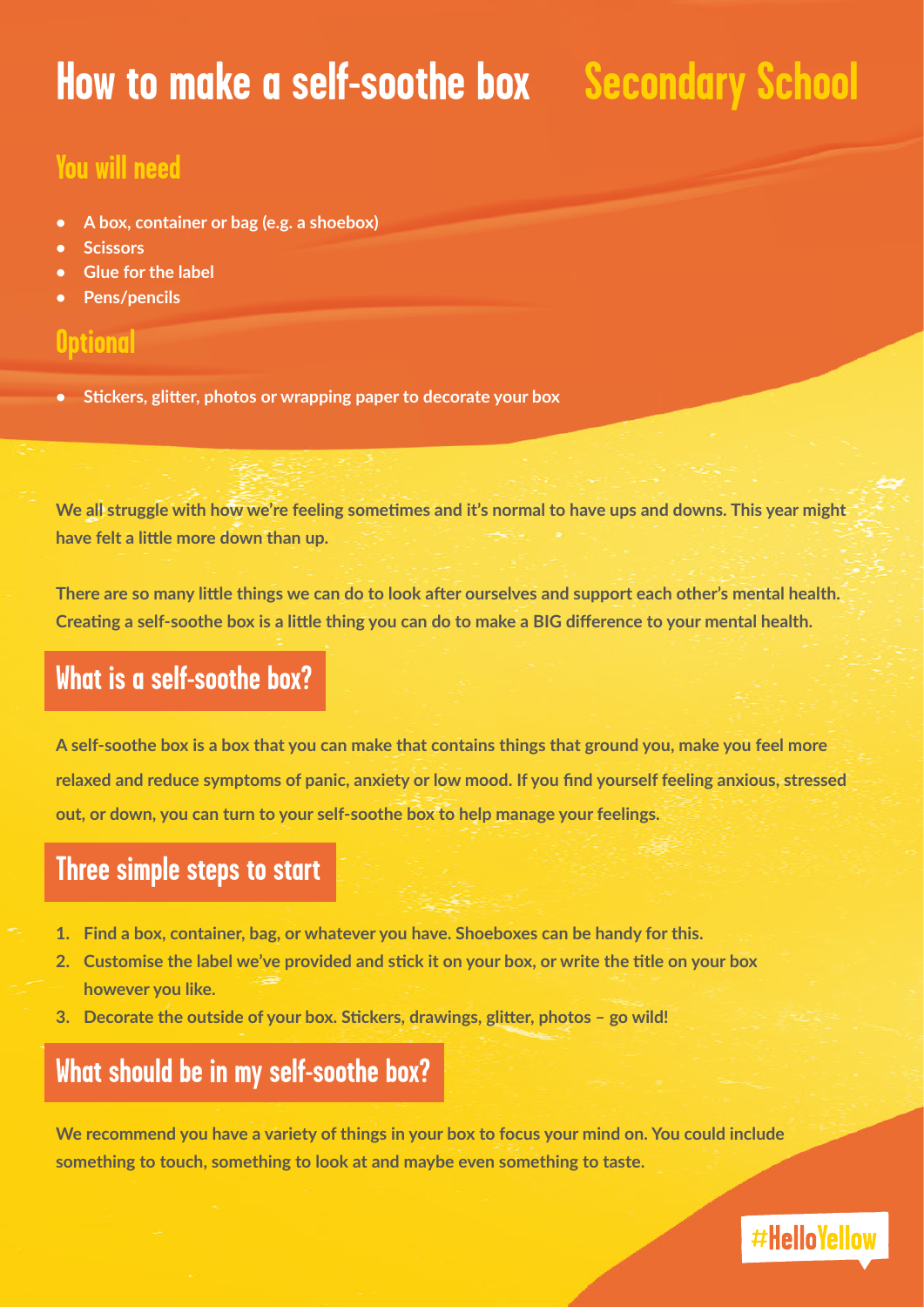# How to make a self-soothe box Secondary School

## You will need

- **A box, container or bag (e.g. a shoebox)**
- **Scissors**
- **Glue for the label**
- **Pens/pencils**

## Optional

- **Stickers, glitter, photos or wrapping paper to decorate your box**

**We all struggle with how we're feeling sometimes and it's normal to have ups and downs. This year might have felt a little more down than up.**

**There are so many little things we can do to look after ourselves and support each other's mental health. Creating a self-soothe box is a little thing you can do to make a BIG difference to your mental health.**

## What is a self-soothe box?

**A self-soothe box is a box that you can make that contains things that ground you, make you feel more relaxed and reduce symptoms of panic, anxiety or low mood. If you find yourself feeling anxious, stressed out, or down, you can turn to your self-soothe box to help manage your feelings.**

## Three simple steps to start

1. **Find a box, container, bag, or whatever you have. Shoeboxes can be handy for this.**
2. **Customise the label we've provided and stick it on your box, or write the title on your box however you like.**
3. **Decorate the outside of your box. Stickers, drawings, glitter, photos – go wild!**

## What should be in my self-soothe box?

**We recommend you have a variety of things in your box to focus your mind on. You could include something to touch, something to look at and maybe even something to taste.**

#HelloYellow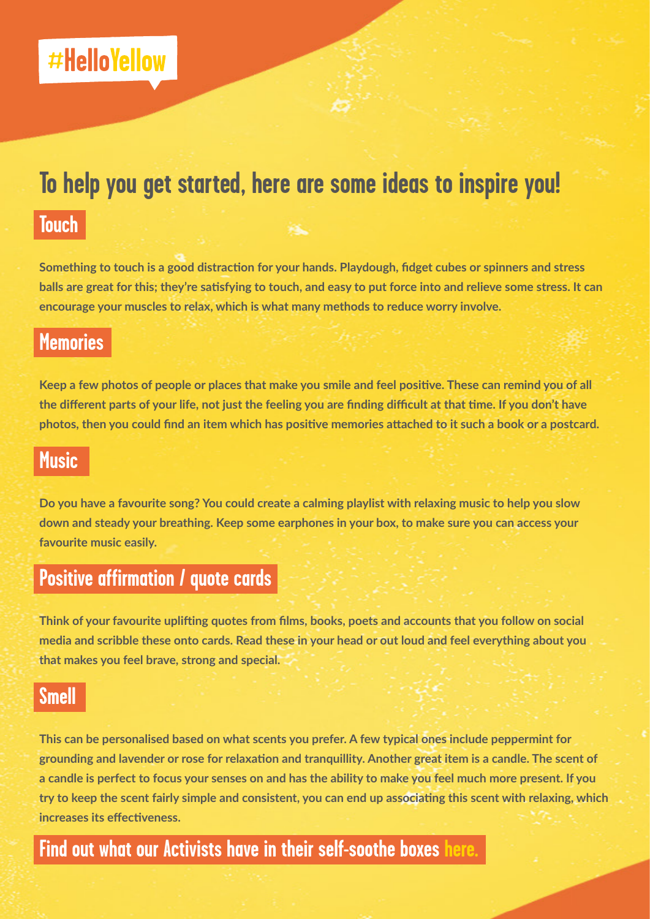#HelloYellow

# To help you get started, here are some ideas to inspire you!

## Touch

**Something to touch is a good distraction for your hands. Playdough, fidget cubes or spinners and stress balls are great for this; they're satisfying to touch, and easy to put force into and relieve some stress. It can encourage your muscles to relax, which is what many methods to reduce worry involve.**

## Memories

**Keep a few photos of people or places that make you smile and feel positive. These can remind you of all the different parts of your life, not just the feeling you are finding difficult at that time. If you don't have photos, then you could find an item which has positive memories attached to it such a book or a postcard.**

## Music

**Do you have a favourite song? You could create a calming playlist with relaxing music to help you slow down and steady your breathing. Keep some earphones in your box, to make sure you can access your favourite music easily.**

## Positive affirmation / quote cards

**Think of your favourite uplifting quotes from films, books, poets and accounts that you follow on social media and scribble these onto cards. Read these in your head or out loud and feel everything about you that makes you feel brave, strong and special.**

## Smell

**This can be personalised based on what scents you prefer. A few typical ones include peppermint for grounding and lavender or rose for relaxation and tranquillity. Another great item is a candle. The scent of a candle is perfect to focus your senses on and has the ability to make you feel much more present. If you try to keep the scent fairly simple and consistent, you can end up associating this scent with relaxing, which increases its effectiveness.**

## Find out what our Activists have in their self-soothe boxes here.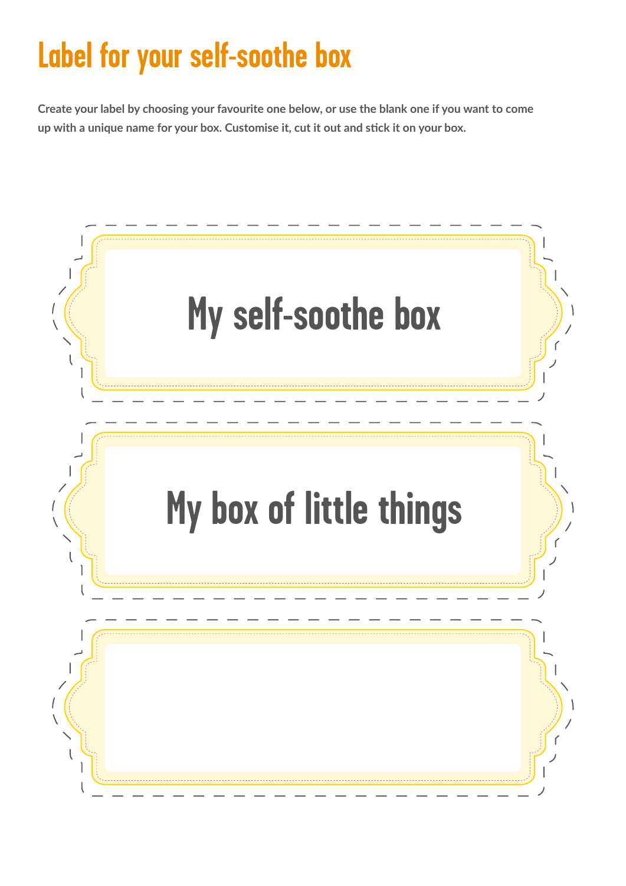# Label for your self-soothe box

**Create your label by choosing your favourite one below, or use the blank one if you want to come up with a unique name for your box. Customise it, cut it out and stick it on your box.**

My self-soothe box

My box of little things